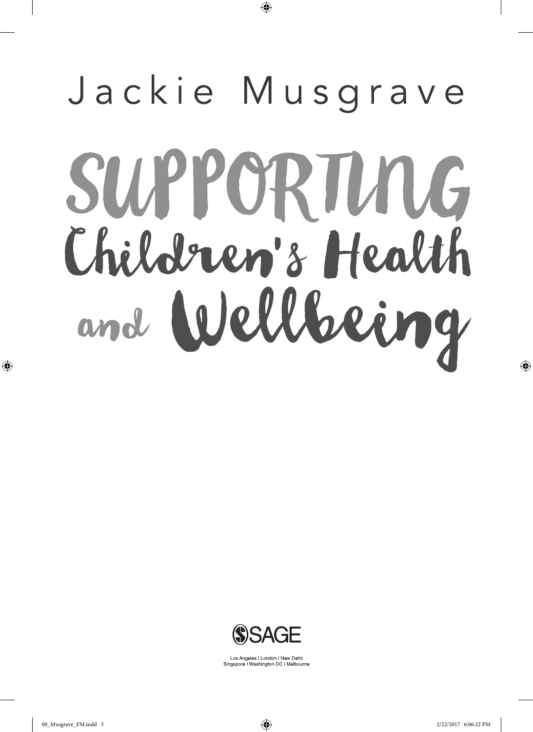Jackie Musgrave

# Supporting Children's Health and Wellbeing

SAGE

Los Angeles | London | New Delhi
Singapore | Washington DC | Melbourne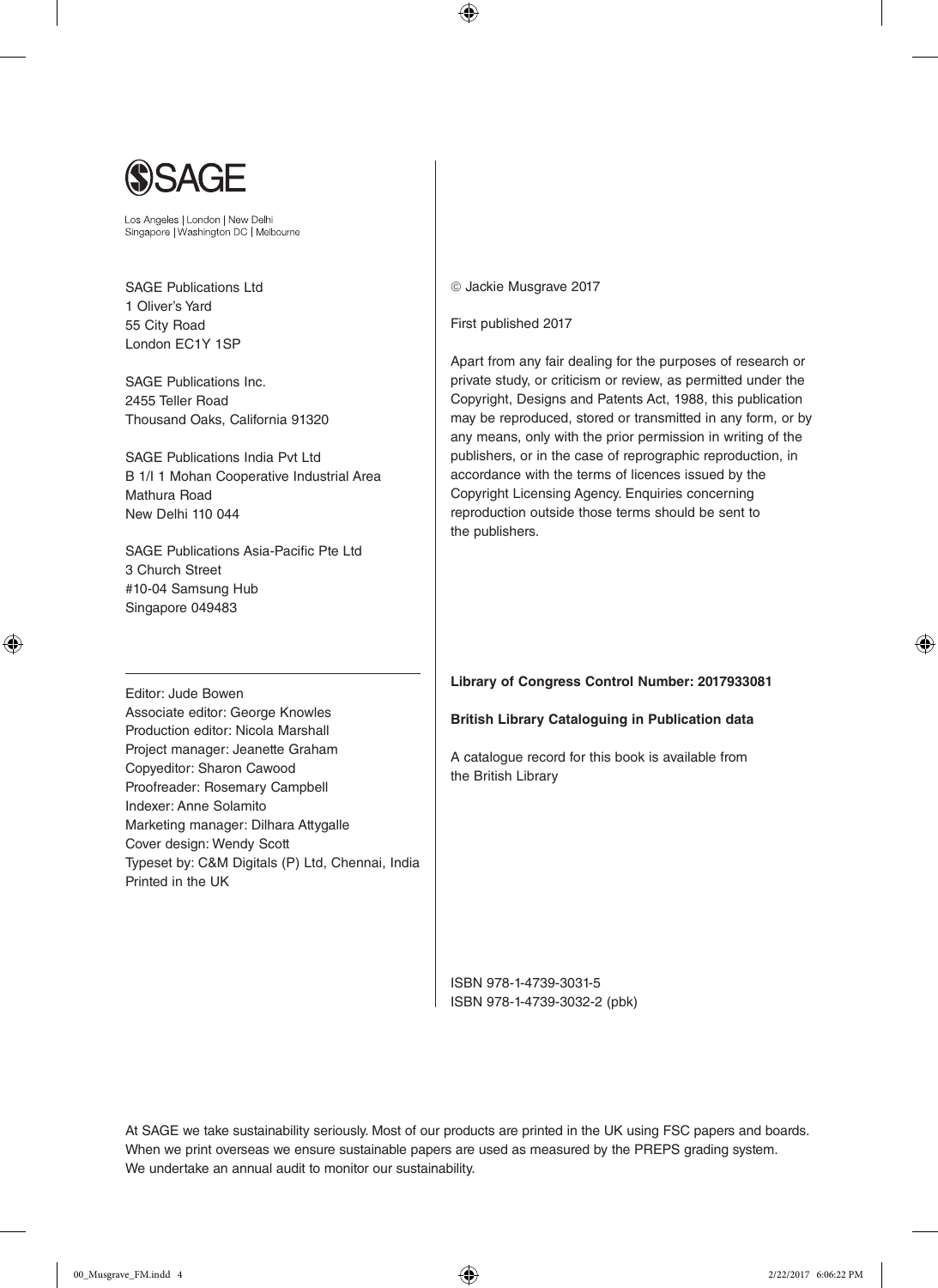SAGE

Los Angeles | London | New Delhi
Singapore | Washington DC | Melbourne

SAGE Publications Ltd
1 Oliver's Yard
55 City Road
London EC1Y 1SP

SAGE Publications Inc.
2455 Teller Road
Thousand Oaks, California 91320

SAGE Publications India Pvt Ltd
B 1/I 1 Mohan Cooperative Industrial Area
Mathura Road
New Delhi 110 044

SAGE Publications Asia-Pacific Pte Ltd
3 Church Street
#10-04 Samsung Hub
Singapore 049483

Editor: Jude Bowen
Associate editor: George Knowles
Production editor: Nicola Marshall
Project manager: Jeanette Graham
Copyeditor: Sharon Cawood
Proofreader: Rosemary Campbell
Indexer: Anne Solamito
Marketing manager: Dilhara Attygalle
Cover design: Wendy Scott
Typeset by: C&M Digitals (P) Ltd, Chennai, India
Printed in the UK

© Jackie Musgrave 2017

First published 2017

Apart from any fair dealing for the purposes of research or private study, or criticism or review, as permitted under the Copyright, Designs and Patents Act, 1988, this publication may be reproduced, stored or transmitted in any form, or by any means, only with the prior permission in writing of the publishers, or in the case of reprographic reproduction, in accordance with the terms of licences issued by the Copyright Licensing Agency. Enquiries concerning reproduction outside those terms should be sent to the publishers.

**Library of Congress Control Number: 2017933081**

**British Library Cataloguing in Publication data**

A catalogue record for this book is available from the British Library

ISBN 978-1-4739-3031-5
ISBN 978-1-4739-3032-2 (pbk)

At SAGE we take sustainability seriously. Most of our products are printed in the UK using FSC papers and boards. When we print overseas we ensure sustainable papers are used as measured by the PREPS grading system. We undertake an annual audit to monitor our sustainability.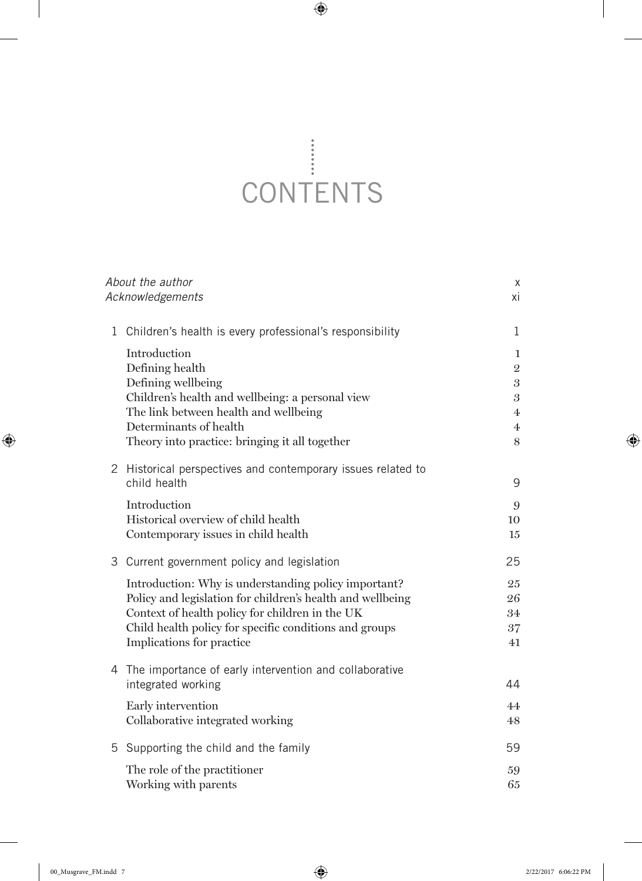# CONTENTS

| | |
|---|---|
| *About the author* | x |
| *Acknowledgements* | xi |
| **1 Children's health is every professional's responsibility** | **1** |
| Introduction | 1 |
| Defining health | 2 |
| Defining wellbeing | 3 |
| Children's health and wellbeing: a personal view | 3 |
| The link between health and wellbeing | 4 |
| Determinants of health | 4 |
| Theory into practice: bringing it all together | 8 |
| **2 Historical perspectives and contemporary issues related to child health** | **9** |
| Introduction | 9 |
| Historical overview of child health | 10 |
| Contemporary issues in child health | 15 |
| **3 Current government policy and legislation** | **25** |
| Introduction: Why is understanding policy important? | 25 |
| Policy and legislation for children's health and wellbeing | 26 |
| Context of health policy for children in the UK | 34 |
| Child health policy for specific conditions and groups | 37 |
| Implications for practice | 41 |
| **4 The importance of early intervention and collaborative integrated working** | **44** |
| Early intervention | 44 |
| Collaborative integrated working | 48 |
| **5 Supporting the child and the family** | **59** |
| The role of the practitioner | 59 |
| Working with parents | 65 |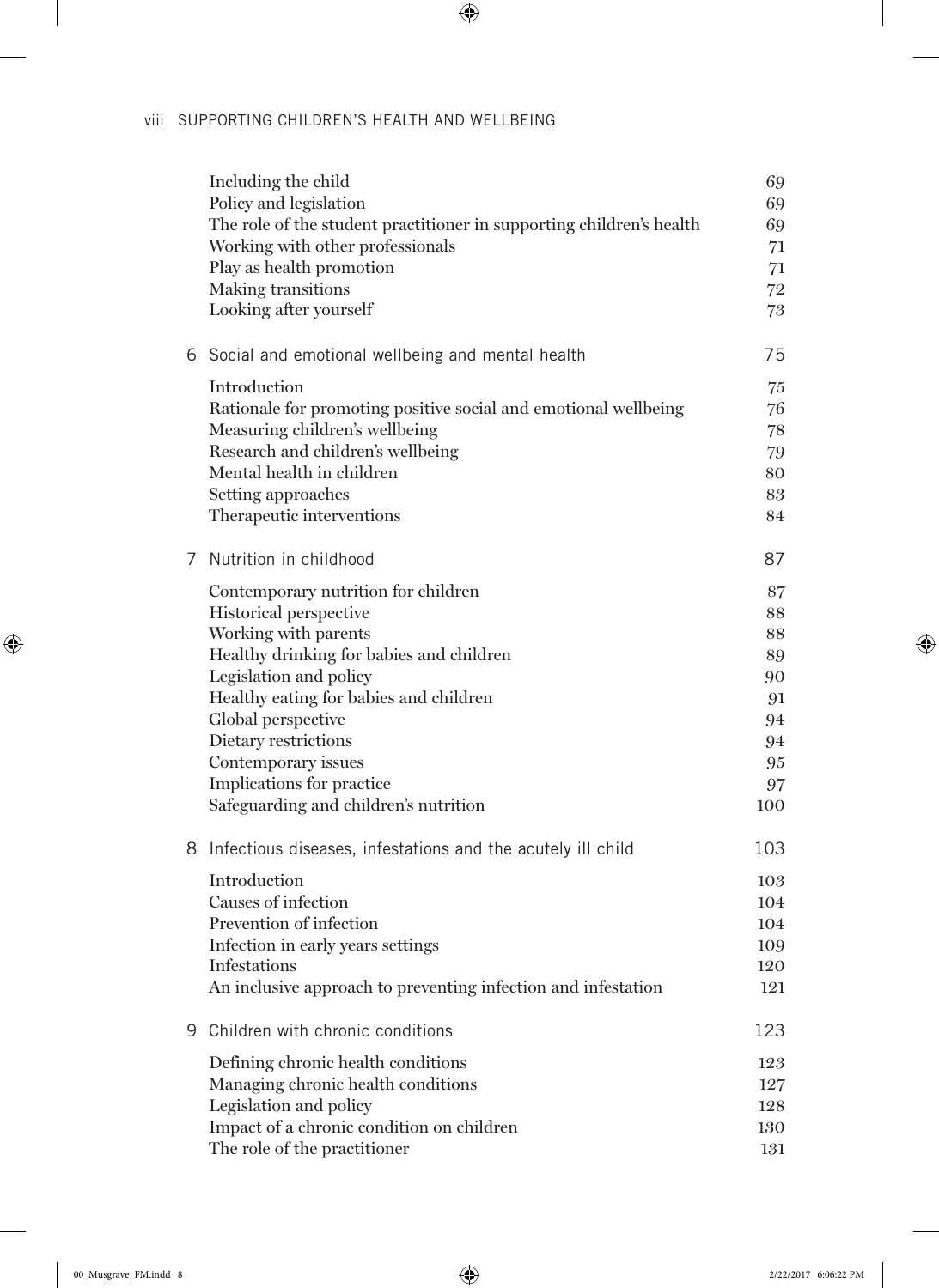| | |
|---|---|
| Including the child | 69 |
| Policy and legislation | 69 |
| The role of the student practitioner in supporting children's health | 69 |
| Working with other professionals | 71 |
| Play as health promotion | 71 |
| Making transitions | 72 |
| Looking after yourself | 73 |

**6 Social and emotional wellbeing and mental health** 75

| | |
|---|---|
| Introduction | 75 |
| Rationale for promoting positive social and emotional wellbeing | 76 |
| Measuring children's wellbeing | 78 |
| Research and children's wellbeing | 79 |
| Mental health in children | 80 |
| Setting approaches | 83 |
| Therapeutic interventions | 84 |

**7 Nutrition in childhood** 87

| | |
|---|---|
| Contemporary nutrition for children | 87 |
| Historical perspective | 88 |
| Working with parents | 88 |
| Healthy drinking for babies and children | 89 |
| Legislation and policy | 90 |
| Healthy eating for babies and children | 91 |
| Global perspective | 94 |
| Dietary restrictions | 94 |
| Contemporary issues | 95 |
| Implications for practice | 97 |
| Safeguarding and children's nutrition | 100 |

**8 Infectious diseases, infestations and the acutely ill child** 103

| | |
|---|---|
| Introduction | 103 |
| Causes of infection | 104 |
| Prevention of infection | 104 |
| Infection in early years settings | 109 |
| Infestations | 120 |
| An inclusive approach to preventing infection and infestation | 121 |

**9 Children with chronic conditions** 123

| | |
|---|---|
| Defining chronic health conditions | 123 |
| Managing chronic health conditions | 127 |
| Legislation and policy | 128 |
| Impact of a chronic condition on children | 130 |
| The role of the practitioner | 131 |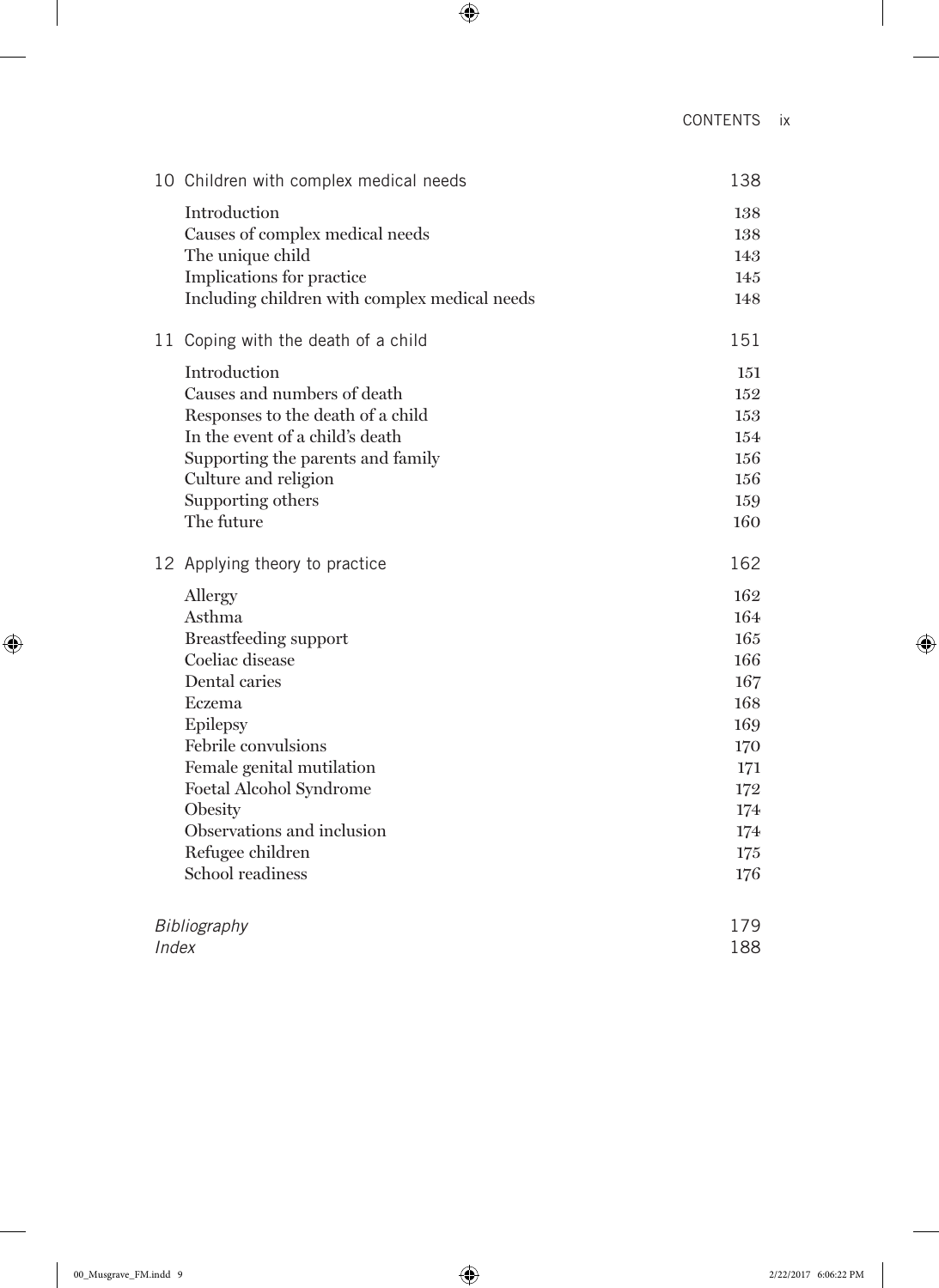| | |
|---|---|
| 10 Children with complex medical needs | 138 |
| Introduction | 138 |
| Causes of complex medical needs | 138 |
| The unique child | 143 |
| Implications for practice | 145 |
| Including children with complex medical needs | 148 |
| 11 Coping with the death of a child | 151 |
| Introduction | 151 |
| Causes and numbers of death | 152 |
| Responses to the death of a child | 153 |
| In the event of a child's death | 154 |
| Supporting the parents and family | 156 |
| Culture and religion | 156 |
| Supporting others | 159 |
| The future | 160 |
| 12 Applying theory to practice | 162 |
| Allergy | 162 |
| Asthma | 164 |
| Breastfeeding support | 165 |
| Coeliac disease | 166 |
| Dental caries | 167 |
| Eczema | 168 |
| Epilepsy | 169 |
| Febrile convulsions | 170 |
| Female genital mutilation | 171 |
| Foetal Alcohol Syndrome | 172 |
| Obesity | 174 |
| Observations and inclusion | 174 |
| Refugee children | 175 |
| School readiness | 176 |
| *Bibliography* | 179 |
| *Index* | 188 |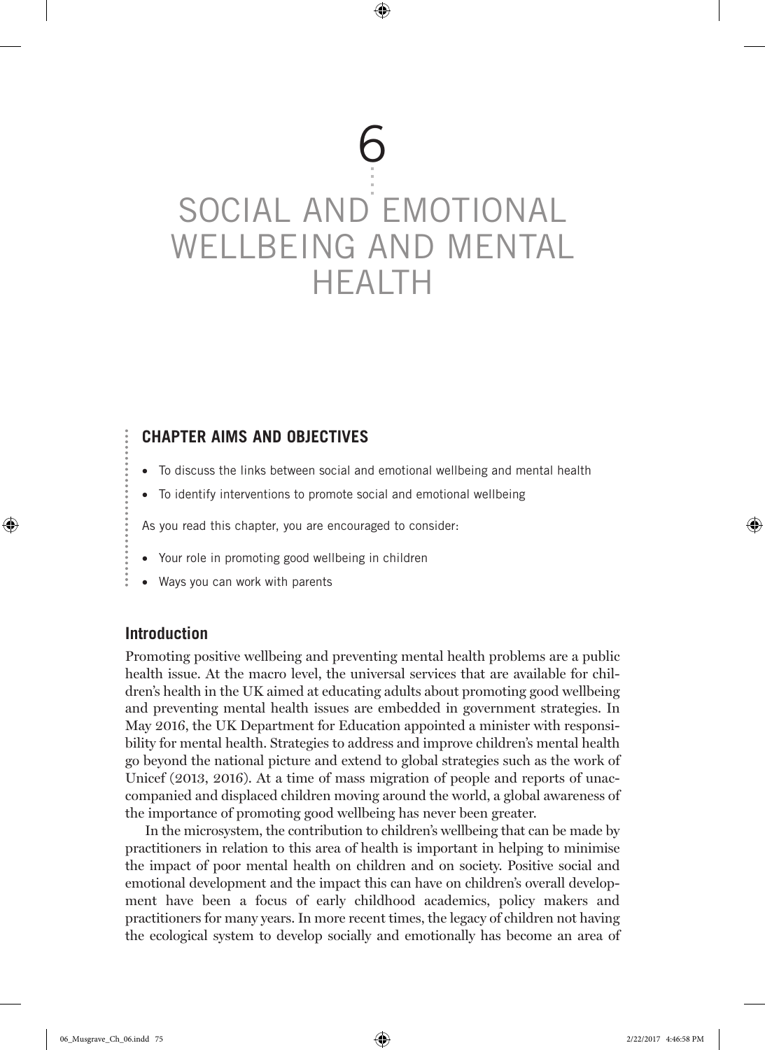# 6

# SOCIAL AND EMOTIONAL WELLBEING AND MENTAL HEALTH

## CHAPTER AIMS AND OBJECTIVES

- To discuss the links between social and emotional wellbeing and mental health
- To identify interventions to promote social and emotional wellbeing

As you read this chapter, you are encouraged to consider:

- Your role in promoting good wellbeing in children
- Ways you can work with parents

## Introduction

Promoting positive wellbeing and preventing mental health problems are a public health issue. At the macro level, the universal services that are available for children's health in the UK aimed at educating adults about promoting good wellbeing and preventing mental health issues are embedded in government strategies. In May 2016, the UK Department for Education appointed a minister with responsibility for mental health. Strategies to address and improve children's mental health go beyond the national picture and extend to global strategies such as the work of Unicef (2013, 2016). At a time of mass migration of people and reports of unaccompanied and displaced children moving around the world, a global awareness of the importance of promoting good wellbeing has never been greater.

In the microsystem, the contribution to children's wellbeing that can be made by practitioners in relation to this area of health is important in helping to minimise the impact of poor mental health on children and on society. Positive social and emotional development and the impact this can have on children's overall development have been a focus of early childhood academics, policy makers and practitioners for many years. In more recent times, the legacy of children not having the ecological system to develop socially and emotionally has become an area of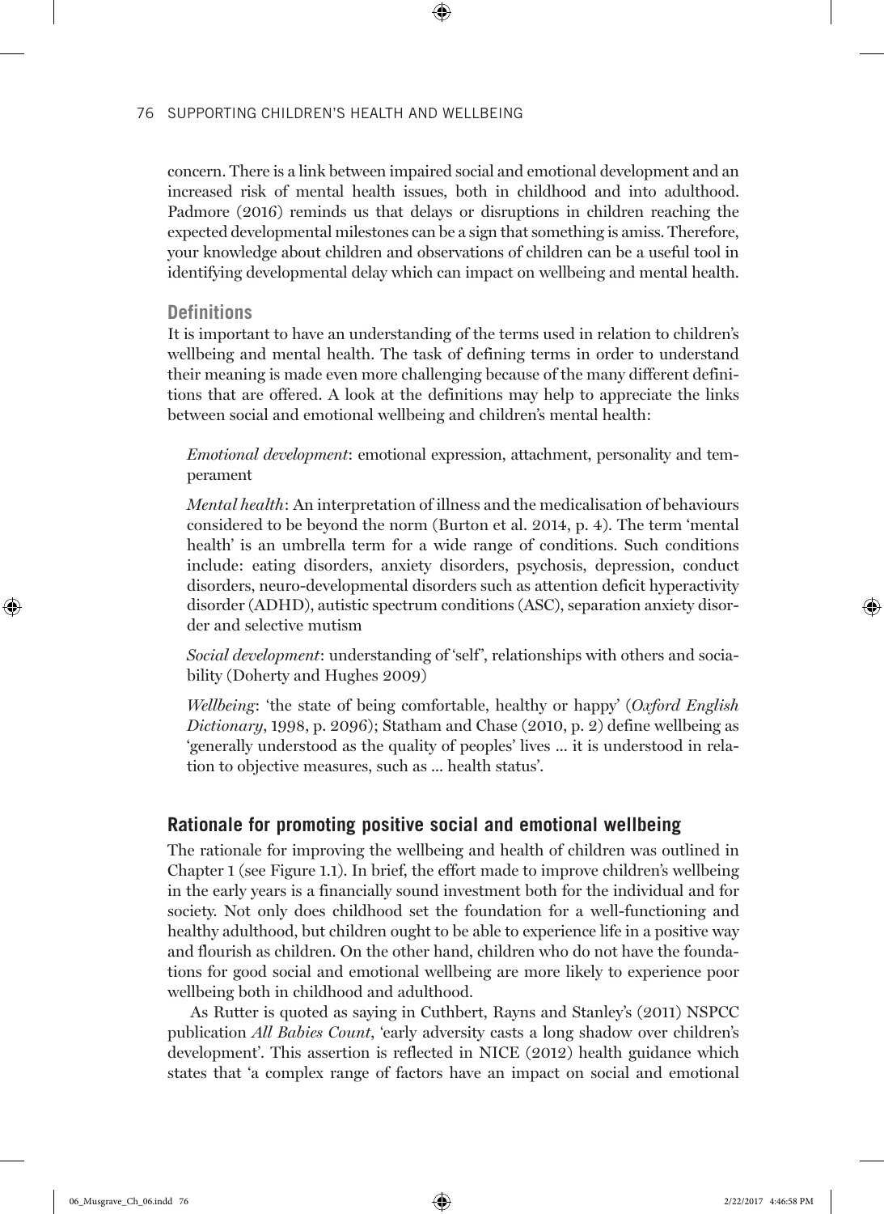concern. There is a link between impaired social and emotional development and an increased risk of mental health issues, both in childhood and into adulthood. Padmore (2016) reminds us that delays or disruptions in children reaching the expected developmental milestones can be a sign that something is amiss. Therefore, your knowledge about children and observations of children can be a useful tool in identifying developmental delay which can impact on wellbeing and mental health.

### Definitions

It is important to have an understanding of the terms used in relation to children's wellbeing and mental health. The task of defining terms in order to understand their meaning is made even more challenging because of the many different definitions that are offered. A look at the definitions may help to appreciate the links between social and emotional wellbeing and children's mental health:

*Emotional development*: emotional expression, attachment, personality and temperament

*Mental health*: An interpretation of illness and the medicalisation of behaviours considered to be beyond the norm (Burton et al. 2014, p. 4). The term 'mental health' is an umbrella term for a wide range of conditions. Such conditions include: eating disorders, anxiety disorders, psychosis, depression, conduct disorders, neuro-developmental disorders such as attention deficit hyperactivity disorder (ADHD), autistic spectrum conditions (ASC), separation anxiety disorder and selective mutism

*Social development*: understanding of 'self', relationships with others and sociability (Doherty and Hughes 2009)

*Wellbeing*: 'the state of being comfortable, healthy or happy' (*Oxford English Dictionary*, 1998, p. 2096); Statham and Chase (2010, p. 2) define wellbeing as 'generally understood as the quality of peoples' lives ... it is understood in relation to objective measures, such as ... health status'.

## Rationale for promoting positive social and emotional wellbeing

The rationale for improving the wellbeing and health of children was outlined in Chapter 1 (see Figure 1.1). In brief, the effort made to improve children's wellbeing in the early years is a financially sound investment both for the individual and for society. Not only does childhood set the foundation for a well-functioning and healthy adulthood, but children ought to be able to experience life in a positive way and flourish as children. On the other hand, children who do not have the foundations for good social and emotional wellbeing are more likely to experience poor wellbeing both in childhood and adulthood.

As Rutter is quoted as saying in Cuthbert, Rayns and Stanley's (2011) NSPCC publication *All Babies Count*, 'early adversity casts a long shadow over children's development'. This assertion is reflected in NICE (2012) health guidance which states that 'a complex range of factors have an impact on social and emotional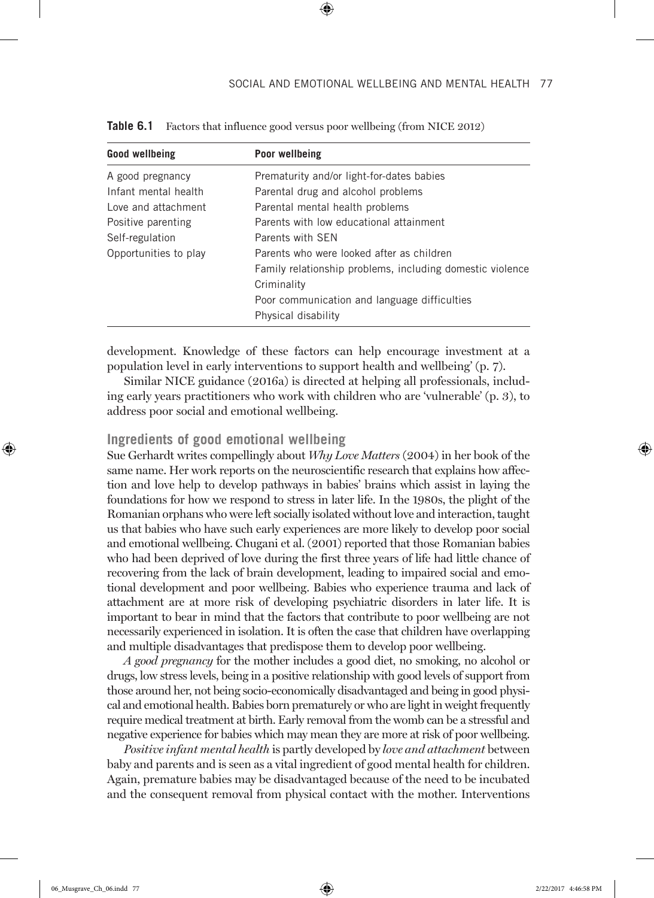**Table 6.1** Factors that influence good versus poor wellbeing (from NICE 2012)

| Good wellbeing | Poor wellbeing |
|---|---|
| A good pregnancy | Prematurity and/or light-for-dates babies |
| Infant mental health | Parental drug and alcohol problems |
| Love and attachment | Parental mental health problems |
| Positive parenting | Parents with low educational attainment |
| Self-regulation | Parents with SEN |
| Opportunities to play | Parents who were looked after as children |
| | Family relationship problems, including domestic violence |
| | Criminality |
| | Poor communication and language difficulties |
| | Physical disability |

development. Knowledge of these factors can help encourage investment at a population level in early interventions to support health and wellbeing' (p. 7).

Similar NICE guidance (2016a) is directed at helping all professionals, including early years practitioners who work with children who are 'vulnerable' (p. 3), to address poor social and emotional wellbeing.

## Ingredients of good emotional wellbeing

Sue Gerhardt writes compellingly about *Why Love Matters* (2004) in her book of the same name. Her work reports on the neuroscientific research that explains how affection and love help to develop pathways in babies' brains which assist in laying the foundations for how we respond to stress in later life. In the 1980s, the plight of the Romanian orphans who were left socially isolated without love and interaction, taught us that babies who have such early experiences are more likely to develop poor social and emotional wellbeing. Chugani et al. (2001) reported that those Romanian babies who had been deprived of love during the first three years of life had little chance of recovering from the lack of brain development, leading to impaired social and emotional development and poor wellbeing. Babies who experience trauma and lack of attachment are at more risk of developing psychiatric disorders in later life. It is important to bear in mind that the factors that contribute to poor wellbeing are not necessarily experienced in isolation. It is often the case that children have overlapping and multiple disadvantages that predispose them to develop poor wellbeing.

*A good pregnancy* for the mother includes a good diet, no smoking, no alcohol or drugs, low stress levels, being in a positive relationship with good levels of support from those around her, not being socio-economically disadvantaged and being in good physical and emotional health. Babies born prematurely or who are light in weight frequently require medical treatment at birth. Early removal from the womb can be a stressful and negative experience for babies which may mean they are more at risk of poor wellbeing.

*Positive infant mental health* is partly developed by *love and attachment* between baby and parents and is seen as a vital ingredient of good mental health for children. Again, premature babies may be disadvantaged because of the need to be incubated and the consequent removal from physical contact with the mother. Interventions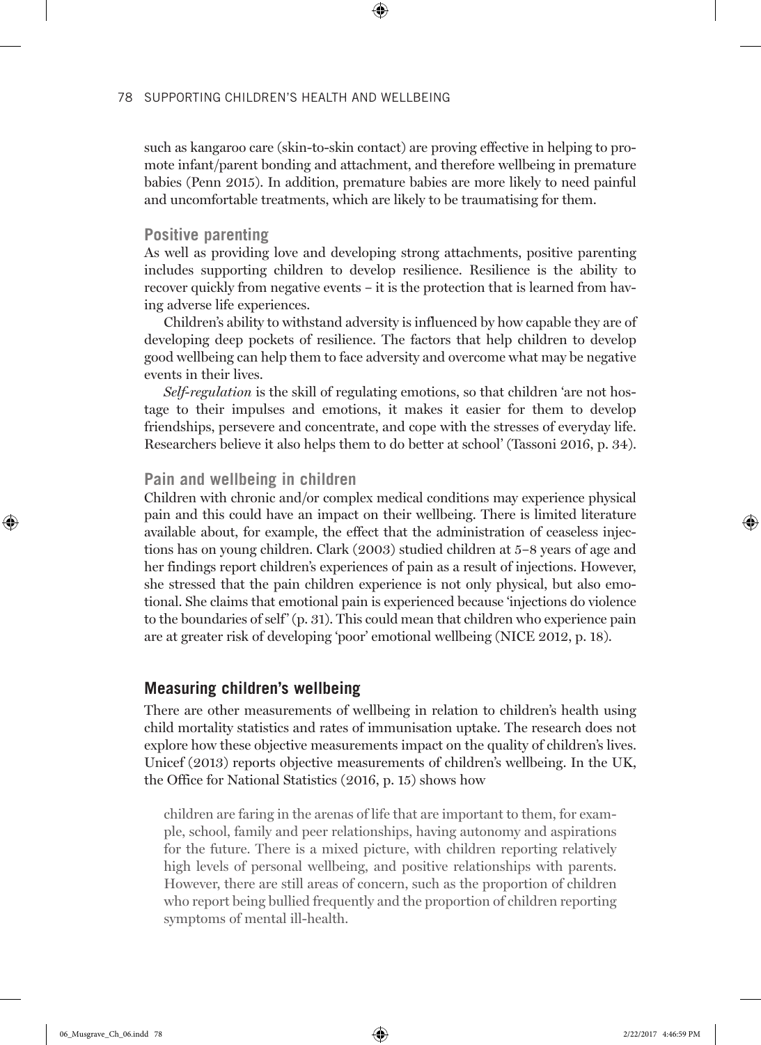such as kangaroo care (skin-to-skin contact) are proving effective in helping to promote infant/parent bonding and attachment, and therefore wellbeing in premature babies (Penn 2015). In addition, premature babies are more likely to need painful and uncomfortable treatments, which are likely to be traumatising for them.

### Positive parenting

As well as providing love and developing strong attachments, positive parenting includes supporting children to develop resilience. Resilience is the ability to recover quickly from negative events – it is the protection that is learned from having adverse life experiences.

Children's ability to withstand adversity is influenced by how capable they are of developing deep pockets of resilience. The factors that help children to develop good wellbeing can help them to face adversity and overcome what may be negative events in their lives.

*Self-regulation* is the skill of regulating emotions, so that children 'are not hostage to their impulses and emotions, it makes it easier for them to develop friendships, persevere and concentrate, and cope with the stresses of everyday life. Researchers believe it also helps them to do better at school' (Tassoni 2016, p. 34).

### Pain and wellbeing in children

Children with chronic and/or complex medical conditions may experience physical pain and this could have an impact on their wellbeing. There is limited literature available about, for example, the effect that the administration of ceaseless injections has on young children. Clark (2003) studied children at 5–8 years of age and her findings report children's experiences of pain as a result of injections. However, she stressed that the pain children experience is not only physical, but also emotional. She claims that emotional pain is experienced because 'injections do violence to the boundaries of self' (p. 31). This could mean that children who experience pain are at greater risk of developing 'poor' emotional wellbeing (NICE 2012, p. 18).

## Measuring children's wellbeing

There are other measurements of wellbeing in relation to children's health using child mortality statistics and rates of immunisation uptake. The research does not explore how these objective measurements impact on the quality of children's lives. Unicef (2013) reports objective measurements of children's wellbeing. In the UK, the Office for National Statistics (2016, p. 15) shows how

> children are faring in the arenas of life that are important to them, for example, school, family and peer relationships, having autonomy and aspirations for the future. There is a mixed picture, with children reporting relatively high levels of personal wellbeing, and positive relationships with parents. However, there are still areas of concern, such as the proportion of children who report being bullied frequently and the proportion of children reporting symptoms of mental ill-health.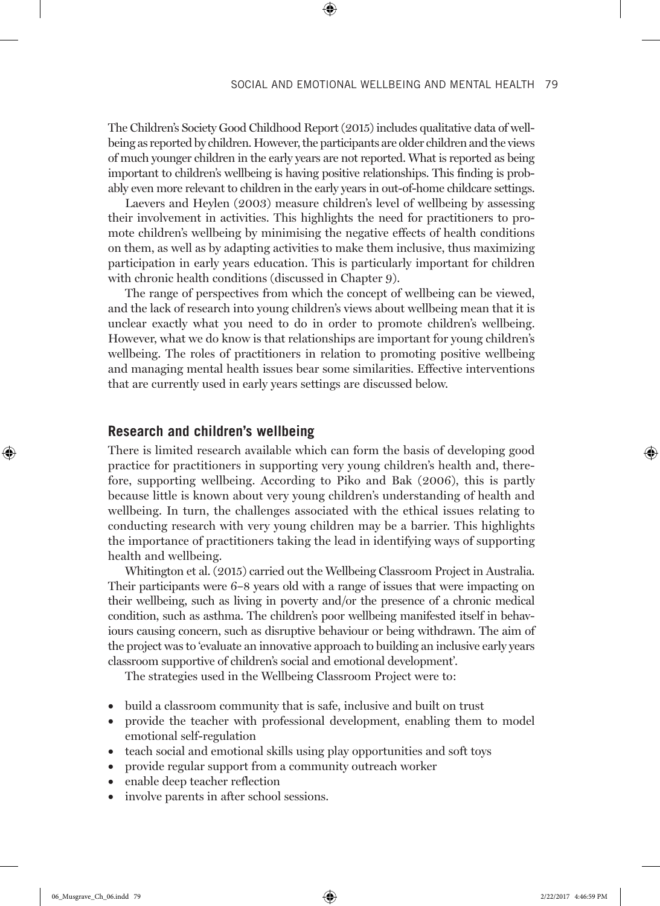The Children's Society Good Childhood Report (2015) includes qualitative data of wellbeing as reported by children. However, the participants are older children and the views of much younger children in the early years are not reported. What is reported as being important to children's wellbeing is having positive relationships. This finding is probably even more relevant to children in the early years in out-of-home childcare settings.

Laevers and Heylen (2003) measure children's level of wellbeing by assessing their involvement in activities. This highlights the need for practitioners to promote children's wellbeing by minimising the negative effects of health conditions on them, as well as by adapting activities to make them inclusive, thus maximizing participation in early years education. This is particularly important for children with chronic health conditions (discussed in Chapter 9).

The range of perspectives from which the concept of wellbeing can be viewed, and the lack of research into young children's views about wellbeing mean that it is unclear exactly what you need to do in order to promote children's wellbeing. However, what we do know is that relationships are important for young children's wellbeing. The roles of practitioners in relation to promoting positive wellbeing and managing mental health issues bear some similarities. Effective interventions that are currently used in early years settings are discussed below.

## Research and children's wellbeing

There is limited research available which can form the basis of developing good practice for practitioners in supporting very young children's health and, therefore, supporting wellbeing. According to Piko and Bak (2006), this is partly because little is known about very young children's understanding of health and wellbeing. In turn, the challenges associated with the ethical issues relating to conducting research with very young children may be a barrier. This highlights the importance of practitioners taking the lead in identifying ways of supporting health and wellbeing.

Whitington et al. (2015) carried out the Wellbeing Classroom Project in Australia. Their participants were 6–8 years old with a range of issues that were impacting on their wellbeing, such as living in poverty and/or the presence of a chronic medical condition, such as asthma. The children's poor wellbeing manifested itself in behaviours causing concern, such as disruptive behaviour or being withdrawn. The aim of the project was to 'evaluate an innovative approach to building an inclusive early years classroom supportive of children's social and emotional development'.

The strategies used in the Wellbeing Classroom Project were to:

- build a classroom community that is safe, inclusive and built on trust
- provide the teacher with professional development, enabling them to model emotional self-regulation
- teach social and emotional skills using play opportunities and soft toys
- provide regular support from a community outreach worker
- enable deep teacher reflection
- involve parents in after school sessions.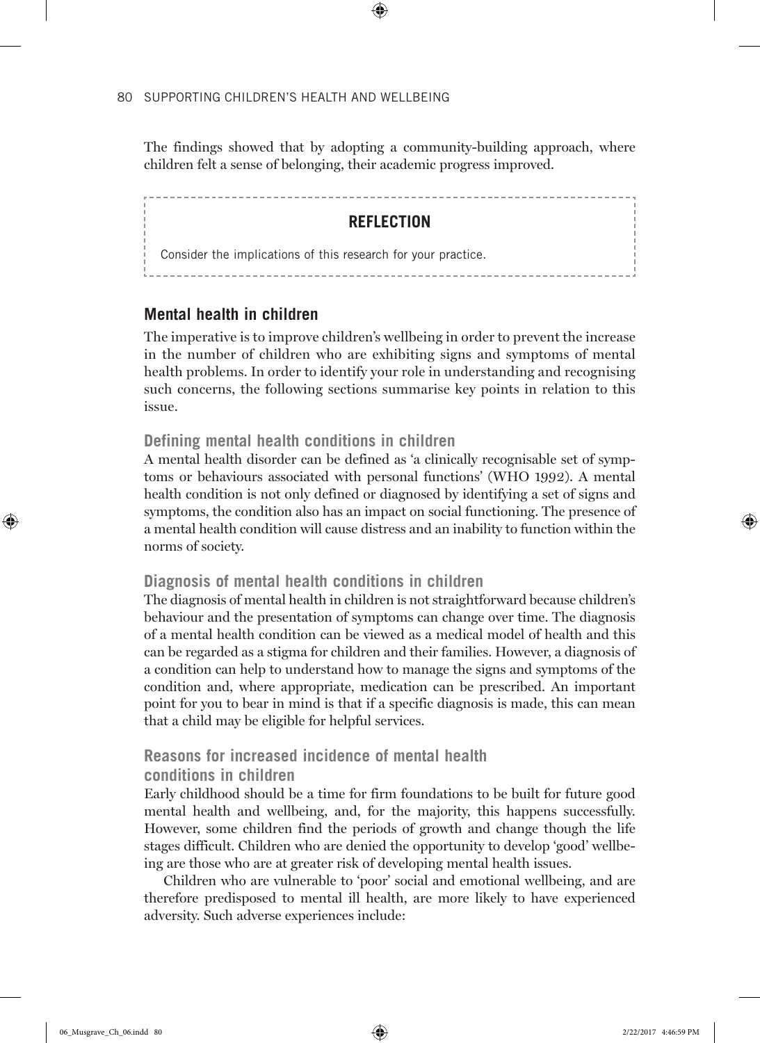The findings showed that by adopting a community-building approach, where children felt a sense of belonging, their academic progress improved.

> **REFLECTION**
>
> Consider the implications of this research for your practice.

## Mental health in children

The imperative is to improve children's wellbeing in order to prevent the increase in the number of children who are exhibiting signs and symptoms of mental health problems. In order to identify your role in understanding and recognising such concerns, the following sections summarise key points in relation to this issue.

### Defining mental health conditions in children

A mental health disorder can be defined as 'a clinically recognisable set of symptoms or behaviours associated with personal functions' (WHO 1992). A mental health condition is not only defined or diagnosed by identifying a set of signs and symptoms, the condition also has an impact on social functioning. The presence of a mental health condition will cause distress and an inability to function within the norms of society.

### Diagnosis of mental health conditions in children

The diagnosis of mental health in children is not straightforward because children's behaviour and the presentation of symptoms can change over time. The diagnosis of a mental health condition can be viewed as a medical model of health and this can be regarded as a stigma for children and their families. However, a diagnosis of a condition can help to understand how to manage the signs and symptoms of the condition and, where appropriate, medication can be prescribed. An important point for you to bear in mind is that if a specific diagnosis is made, this can mean that a child may be eligible for helpful services.

### Reasons for increased incidence of mental health conditions in children

Early childhood should be a time for firm foundations to be built for future good mental health and wellbeing, and, for the majority, this happens successfully. However, some children find the periods of growth and change though the life stages difficult. Children who are denied the opportunity to develop 'good' wellbeing are those who are at greater risk of developing mental health issues.

Children who are vulnerable to 'poor' social and emotional wellbeing, and are therefore predisposed to mental ill health, are more likely to have experienced adversity. Such adverse experiences include: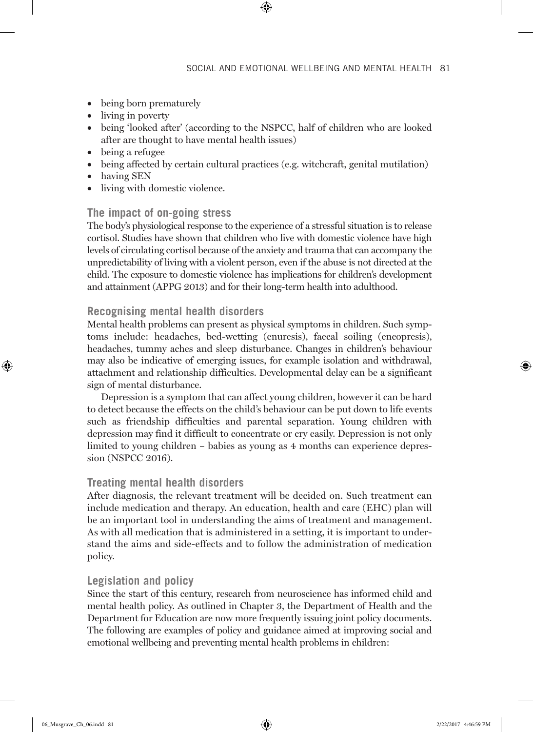- being born prematurely
- living in poverty
- being 'looked after' (according to the NSPCC, half of children who are looked after are thought to have mental health issues)
- being a refugee
- being affected by certain cultural practices (e.g. witchcraft, genital mutilation)
- having SEN
- living with domestic violence.

### The impact of on-going stress

The body's physiological response to the experience of a stressful situation is to release cortisol. Studies have shown that children who live with domestic violence have high levels of circulating cortisol because of the anxiety and trauma that can accompany the unpredictability of living with a violent person, even if the abuse is not directed at the child. The exposure to domestic violence has implications for children's development and attainment (APPG 2013) and for their long-term health into adulthood.

### Recognising mental health disorders

Mental health problems can present as physical symptoms in children. Such symptoms include: headaches, bed-wetting (enuresis), faecal soiling (encopresis), headaches, tummy aches and sleep disturbance. Changes in children's behaviour may also be indicative of emerging issues, for example isolation and withdrawal, attachment and relationship difficulties. Developmental delay can be a significant sign of mental disturbance.

Depression is a symptom that can affect young children, however it can be hard to detect because the effects on the child's behaviour can be put down to life events such as friendship difficulties and parental separation. Young children with depression may find it difficult to concentrate or cry easily. Depression is not only limited to young children – babies as young as 4 months can experience depression (NSPCC 2016).

### Treating mental health disorders

After diagnosis, the relevant treatment will be decided on. Such treatment can include medication and therapy. An education, health and care (EHC) plan will be an important tool in understanding the aims of treatment and management. As with all medication that is administered in a setting, it is important to understand the aims and side-effects and to follow the administration of medication policy.

### Legislation and policy

Since the start of this century, research from neuroscience has informed child and mental health policy. As outlined in Chapter 3, the Department of Health and the Department for Education are now more frequently issuing joint policy documents. The following are examples of policy and guidance aimed at improving social and emotional wellbeing and preventing mental health problems in children: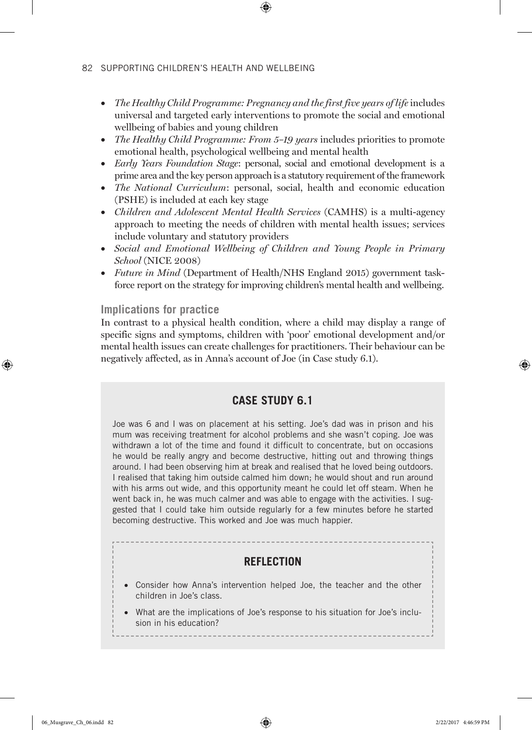- *The Healthy Child Programme: Pregnancy and the first five years of life* includes universal and targeted early interventions to promote the social and emotional wellbeing of babies and young children
- *The Healthy Child Programme: From 5–19 years* includes priorities to promote emotional health, psychological wellbeing and mental health
- *Early Years Foundation Stage*: personal, social and emotional development is a prime area and the key person approach is a statutory requirement of the framework
- *The National Curriculum*: personal, social, health and economic education (PSHE) is included at each key stage
- *Children and Adolescent Mental Health Services* (CAMHS) is a multi-agency approach to meeting the needs of children with mental health issues; services include voluntary and statutory providers
- *Social and Emotional Wellbeing of Children and Young People in Primary School* (NICE 2008)
- *Future in Mind* (Department of Health/NHS England 2015) government task-force report on the strategy for improving children's mental health and wellbeing.

### Implications for practice

In contrast to a physical health condition, where a child may display a range of specific signs and symptoms, children with 'poor' emotional development and/or mental health issues can create challenges for practitioners. Their behaviour can be negatively affected, as in Anna's account of Joe (in Case study 6.1).

## CASE STUDY 6.1

Joe was 6 and I was on placement at his setting. Joe's dad was in prison and his mum was receiving treatment for alcohol problems and she wasn't coping. Joe was withdrawn a lot of the time and found it difficult to concentrate, but on occasions he would be really angry and become destructive, hitting out and throwing things around. I had been observing him at break and realised that he loved being outdoors. I realised that taking him outside calmed him down; he would shout and run around with his arms out wide, and this opportunity meant he could let off steam. When he went back in, he was much calmer and was able to engage with the activities. I suggested that I could take him outside regularly for a few minutes before he started becoming destructive. This worked and Joe was much happier.

### REFLECTION

- Consider how Anna's intervention helped Joe, the teacher and the other children in Joe's class.
- What are the implications of Joe's response to his situation for Joe's inclusion in his education?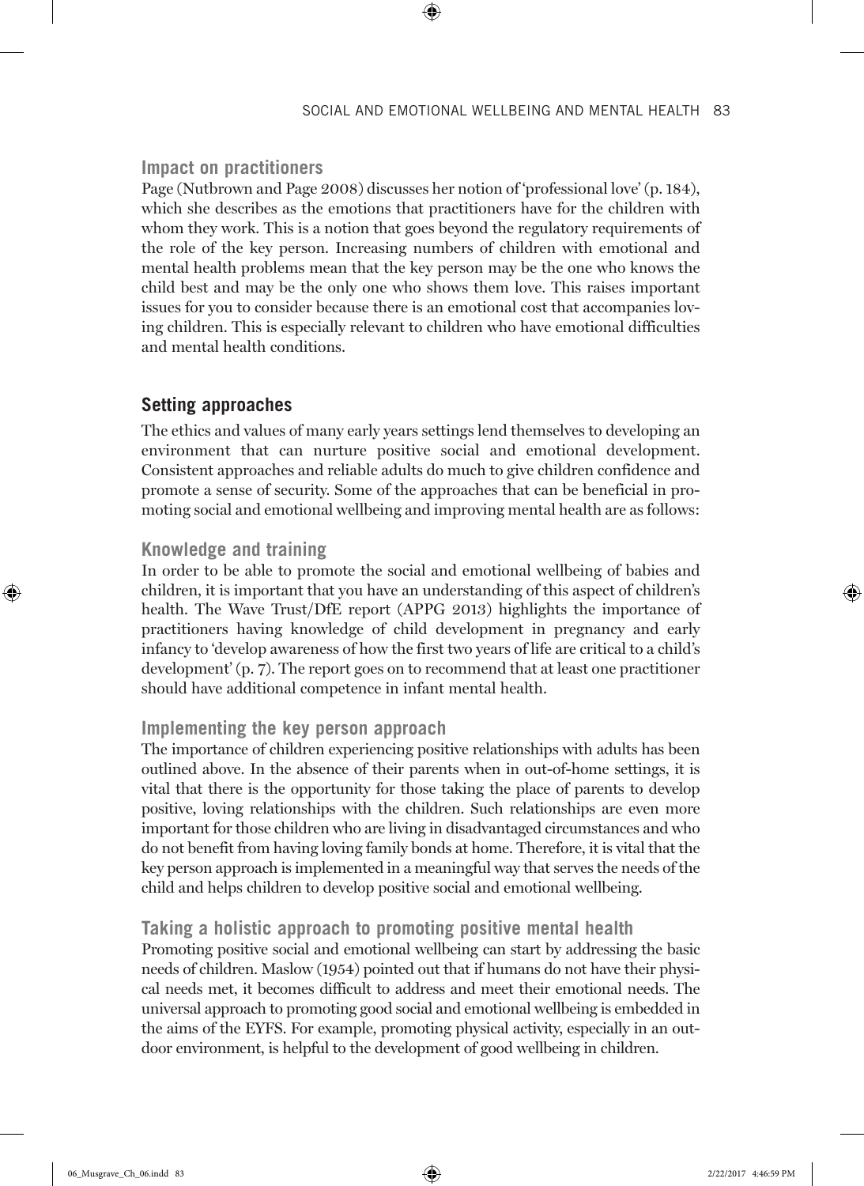### Impact on practitioners

Page (Nutbrown and Page 2008) discusses her notion of 'professional love' (p. 184), which she describes as the emotions that practitioners have for the children with whom they work. This is a notion that goes beyond the regulatory requirements of the role of the key person. Increasing numbers of children with emotional and mental health problems mean that the key person may be the one who knows the child best and may be the only one who shows them love. This raises important issues for you to consider because there is an emotional cost that accompanies loving children. This is especially relevant to children who have emotional difficulties and mental health conditions.

## Setting approaches

The ethics and values of many early years settings lend themselves to developing an environment that can nurture positive social and emotional development. Consistent approaches and reliable adults do much to give children confidence and promote a sense of security. Some of the approaches that can be beneficial in promoting social and emotional wellbeing and improving mental health are as follows:

### Knowledge and training

In order to be able to promote the social and emotional wellbeing of babies and children, it is important that you have an understanding of this aspect of children's health. The Wave Trust/DfE report (APPG 2013) highlights the importance of practitioners having knowledge of child development in pregnancy and early infancy to 'develop awareness of how the first two years of life are critical to a child's development' (p. 7). The report goes on to recommend that at least one practitioner should have additional competence in infant mental health.

### Implementing the key person approach

The importance of children experiencing positive relationships with adults has been outlined above. In the absence of their parents when in out-of-home settings, it is vital that there is the opportunity for those taking the place of parents to develop positive, loving relationships with the children. Such relationships are even more important for those children who are living in disadvantaged circumstances and who do not benefit from having loving family bonds at home. Therefore, it is vital that the key person approach is implemented in a meaningful way that serves the needs of the child and helps children to develop positive social and emotional wellbeing.

### Taking a holistic approach to promoting positive mental health

Promoting positive social and emotional wellbeing can start by addressing the basic needs of children. Maslow (1954) pointed out that if humans do not have their physical needs met, it becomes difficult to address and meet their emotional needs. The universal approach to promoting good social and emotional wellbeing is embedded in the aims of the EYFS. For example, promoting physical activity, especially in an outdoor environment, is helpful to the development of good wellbeing in children.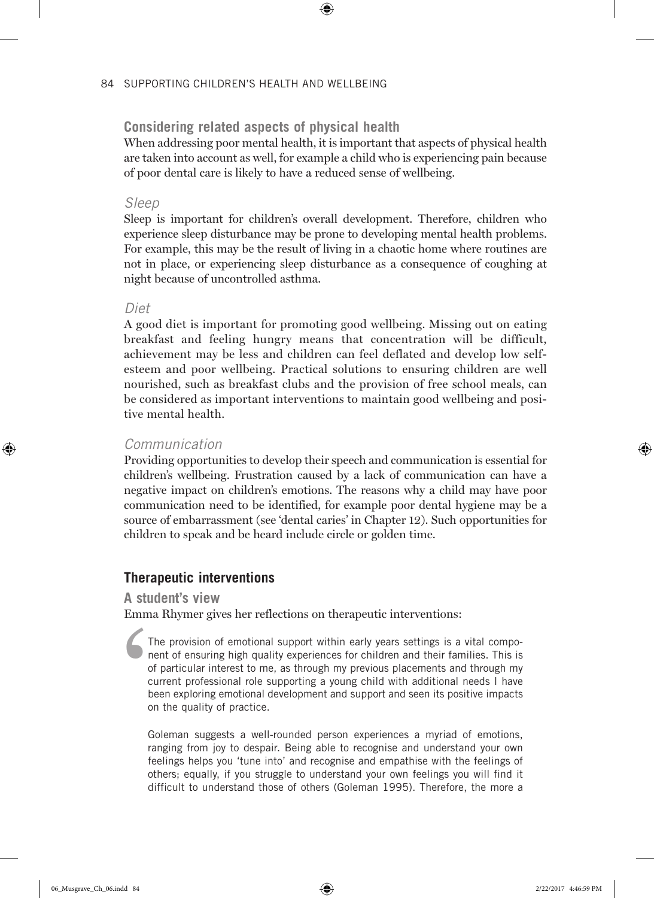### Considering related aspects of physical health

When addressing poor mental health, it is important that aspects of physical health are taken into account as well, for example a child who is experiencing pain because of poor dental care is likely to have a reduced sense of wellbeing.

#### *Sleep*

Sleep is important for children's overall development. Therefore, children who experience sleep disturbance may be prone to developing mental health problems. For example, this may be the result of living in a chaotic home where routines are not in place, or experiencing sleep disturbance as a consequence of coughing at night because of uncontrolled asthma.

#### *Diet*

A good diet is important for promoting good wellbeing. Missing out on eating breakfast and feeling hungry means that concentration will be difficult, achievement may be less and children can feel deflated and develop low self-esteem and poor wellbeing. Practical solutions to ensuring children are well nourished, such as breakfast clubs and the provision of free school meals, can be considered as important interventions to maintain good wellbeing and positive mental health.

#### *Communication*

Providing opportunities to develop their speech and communication is essential for children's wellbeing. Frustration caused by a lack of communication can have a negative impact on children's emotions. The reasons why a child may have poor communication need to be identified, for example poor dental hygiene may be a source of embarrassment (see 'dental caries' in Chapter 12). Such opportunities for children to speak and be heard include circle or golden time.

## Therapeutic interventions

### A student's view

Emma Rhymer gives her reflections on therapeutic interventions:

> The provision of emotional support within early years settings is a vital component of ensuring high quality experiences for children and their families. This is of particular interest to me, as through my previous placements and through my current professional role supporting a young child with additional needs I have been exploring emotional development and support and seen its positive impacts on the quality of practice.
>
> Goleman suggests a well-rounded person experiences a myriad of emotions, ranging from joy to despair. Being able to recognise and understand your own feelings helps you 'tune into' and recognise and empathise with the feelings of others; equally, if you struggle to understand your own feelings you will find it difficult to understand those of others (Goleman 1995). Therefore, the more a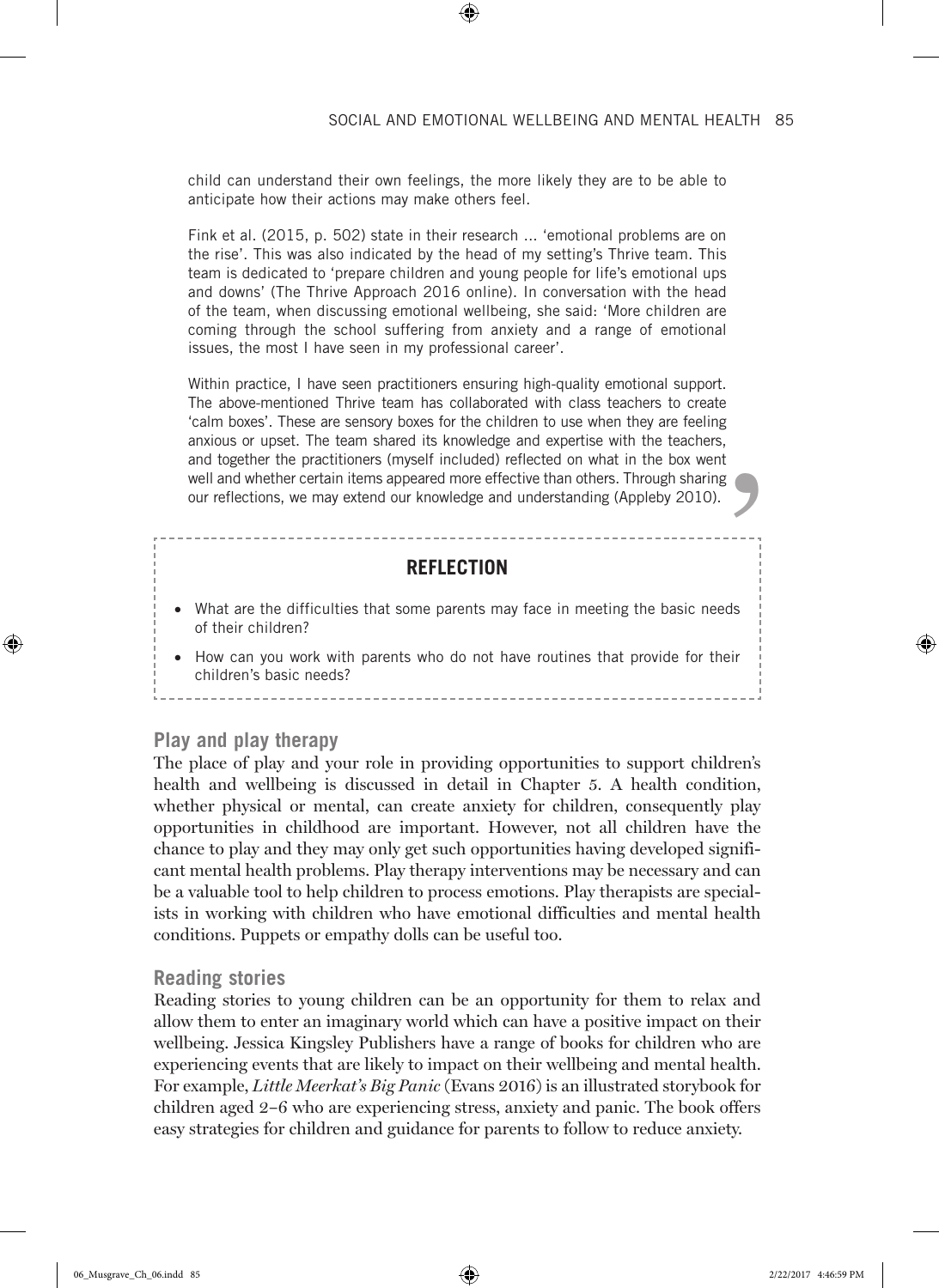child can understand their own feelings, the more likely they are to be able to anticipate how their actions may make others feel.

Fink et al. (2015, p. 502) state in their research ... 'emotional problems are on the rise'. This was also indicated by the head of my setting's Thrive team. This team is dedicated to 'prepare children and young people for life's emotional ups and downs' (The Thrive Approach 2016 online). In conversation with the head of the team, when discussing emotional wellbeing, she said: 'More children are coming through the school suffering from anxiety and a range of emotional issues, the most I have seen in my professional career'.

Within practice, I have seen practitioners ensuring high-quality emotional support. The above-mentioned Thrive team has collaborated with class teachers to create 'calm boxes'. These are sensory boxes for the children to use when they are feeling anxious or upset. The team shared its knowledge and expertise with the teachers, and together the practitioners (myself included) reflected on what in the box went well and whether certain items appeared more effective than others. Through sharing our reflections, we may extend our knowledge and understanding (Appleby 2010).

## REFLECTION

- What are the difficulties that some parents may face in meeting the basic needs of their children?
- How can you work with parents who do not have routines that provide for their children's basic needs?

### Play and play therapy

The place of play and your role in providing opportunities to support children's health and wellbeing is discussed in detail in Chapter 5. A health condition, whether physical or mental, can create anxiety for children, consequently play opportunities in childhood are important. However, not all children have the chance to play and they may only get such opportunities having developed significant mental health problems. Play therapy interventions may be necessary and can be a valuable tool to help children to process emotions. Play therapists are specialists in working with children who have emotional difficulties and mental health conditions. Puppets or empathy dolls can be useful too.

### Reading stories

Reading stories to young children can be an opportunity for them to relax and allow them to enter an imaginary world which can have a positive impact on their wellbeing. Jessica Kingsley Publishers have a range of books for children who are experiencing events that are likely to impact on their wellbeing and mental health. For example, *Little Meerkat's Big Panic* (Evans 2016) is an illustrated storybook for children aged 2–6 who are experiencing stress, anxiety and panic. The book offers easy strategies for children and guidance for parents to follow to reduce anxiety.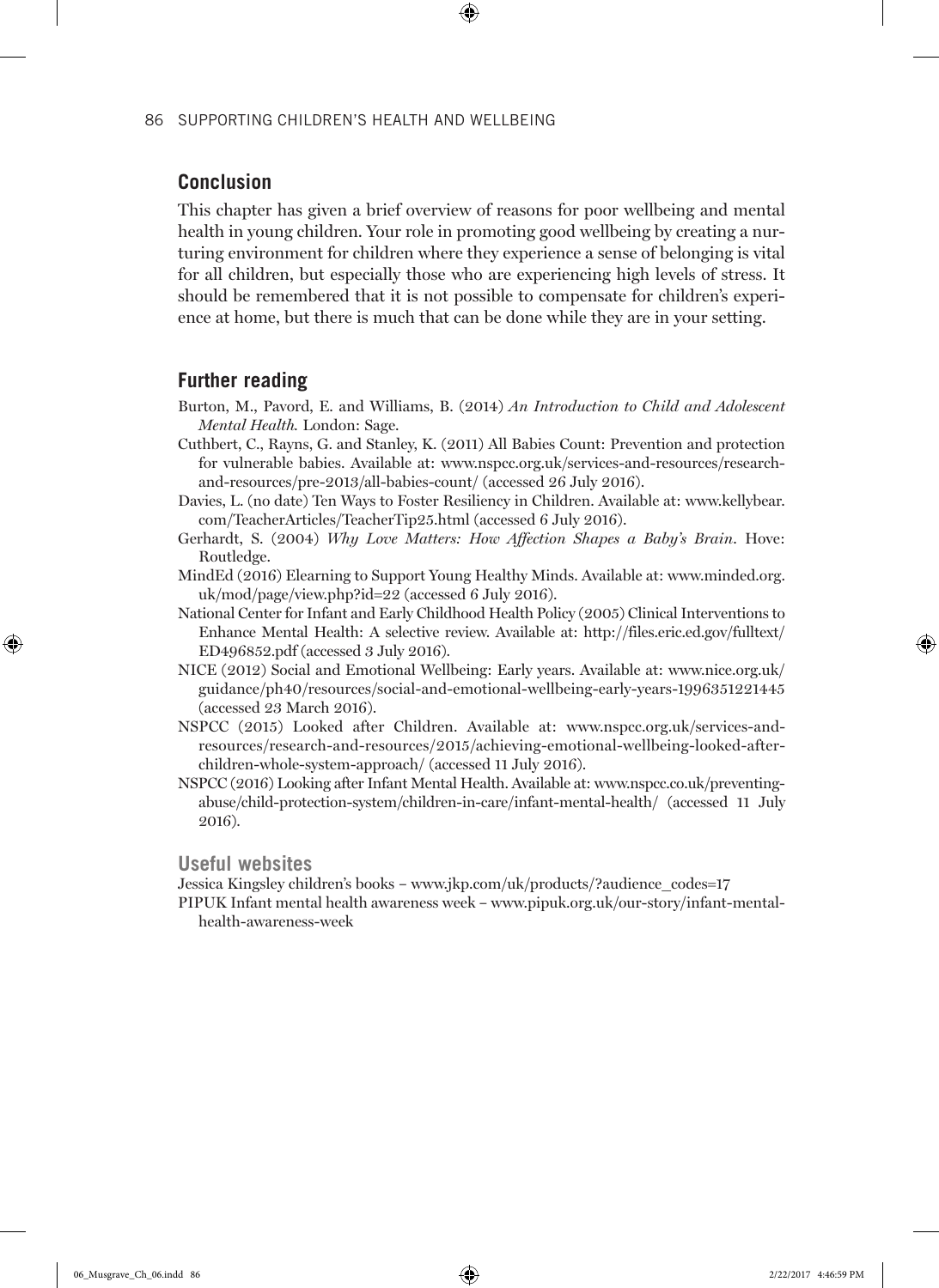## Conclusion

This chapter has given a brief overview of reasons for poor wellbeing and mental health in young children. Your role in promoting good wellbeing by creating a nurturing environment for children where they experience a sense of belonging is vital for all children, but especially those who are experiencing high levels of stress. It should be remembered that it is not possible to compensate for children's experience at home, but there is much that can be done while they are in your setting.

## Further reading

Burton, M., Pavord, E. and Williams, B. (2014) *An Introduction to Child and Adolescent Mental Health.* London: Sage.

Cuthbert, C., Rayns, G. and Stanley, K. (2011) All Babies Count: Prevention and protection for vulnerable babies. Available at: www.nspcc.org.uk/services-and-resources/research-and-resources/pre-2013/all-babies-count/ (accessed 26 July 2016).

Davies, L. (no date) Ten Ways to Foster Resiliency in Children. Available at: www.kellybear.com/TeacherArticles/TeacherTip25.html (accessed 6 July 2016).

Gerhardt, S. (2004) *Why Love Matters: How Affection Shapes a Baby's Brain*. Hove: Routledge.

MindEd (2016) Elearning to Support Young Healthy Minds. Available at: www.minded.org.uk/mod/page/view.php?id=22 (accessed 6 July 2016).

National Center for Infant and Early Childhood Health Policy (2005) Clinical Interventions to Enhance Mental Health: A selective review. Available at: http://files.eric.ed.gov/fulltext/ED496852.pdf (accessed 3 July 2016).

NICE (2012) Social and Emotional Wellbeing: Early years. Available at: www.nice.org.uk/guidance/ph40/resources/social-and-emotional-wellbeing-early-years-1996351221445 (accessed 23 March 2016).

NSPCC (2015) Looked after Children. Available at: www.nspcc.org.uk/services-and-resources/research-and-resources/2015/achieving-emotional-wellbeing-looked-after-children-whole-system-approach/ (accessed 11 July 2016).

NSPCC (2016) Looking after Infant Mental Health. Available at: www.nspcc.co.uk/preventing-abuse/child-protection-system/children-in-care/infant-mental-health/ (accessed 11 July 2016).

### Useful websites

Jessica Kingsley children's books – www.jkp.com/uk/products/?audience_codes=17

PIPUK Infant mental health awareness week – www.pipuk.org.uk/our-story/infant-mental-health-awareness-week